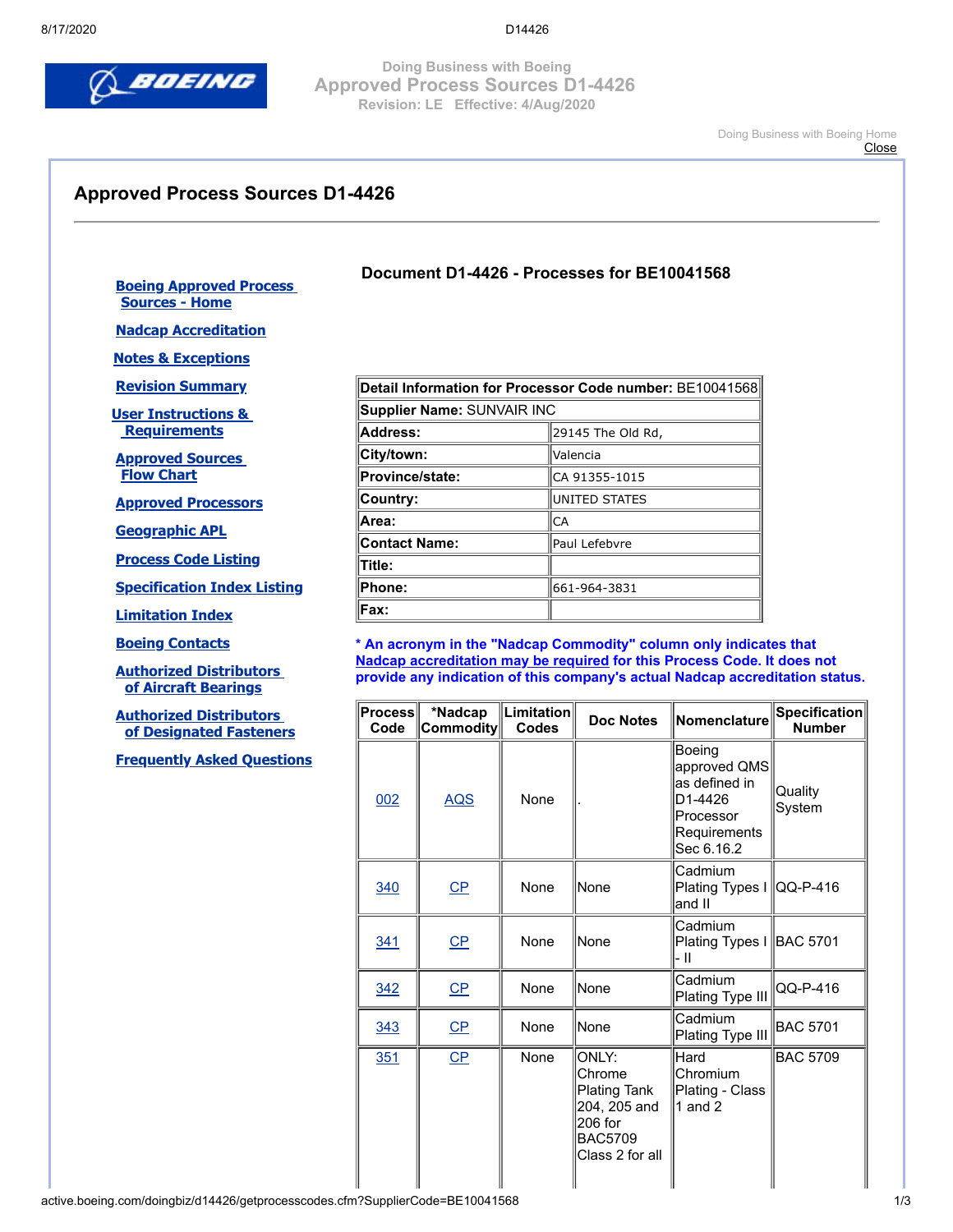Doing Business with Boeing
Approved Process Sources D1-4426
Revision: LE Effective: 4/Aug/2020

Doing Business with Boeing Home
Close

# Approved Process Sources D1-4426

- Boeing Approved Process Sources - Home
- Nadcap Accreditation
- Notes & Exceptions
- Revision Summary
- User Instructions & Requirements
- Approved Sources Flow Chart
- Approved Processors
- Geographic APL
- Process Code Listing
- Specification Index Listing
- Limitation Index
- Boeing Contacts
- Authorized Distributors of Aircraft Bearings
- Authorized Distributors of Designated Fasteners
- Frequently Asked Questions

## Document D1-4426 - Processes for BE10041568

| **Detail Information for Processor Code number:** BE10041568 | |
|---|---|
| **Supplier Name:** SUNVAIR INC | |
| **Address:** | 29145 The Old Rd, |
| **City/town:** | Valencia |
| **Province/state:** | CA 91355-1015 |
| **Country:** | UNITED STATES |
| **Area:** | CA |
| **Contact Name:** | Paul Lefebvre |
| **Title:** | |
| **Phone:** | 661-964-3831 |
| **Fax:** | |

**\* An acronym in the "Nadcap Commodity" column only indicates that Nadcap accreditation may be required for this Process Code. It does not provide any indication of this company's actual Nadcap accreditation status.**

| Process Code | *Nadcap Commodity | Limitation Codes | Doc Notes | Nomenclature | Specification Number |
|---|---|---|---|---|---|
| 002 | AQS | None | . | Boeing approved QMS as defined in D1-4426 Processor Requirements Sec 6.16.2 | Quality System |
| 340 | CP | None | None | Cadmium Plating Types I and II | QQ-P-416 |
| 341 | CP | None | None | Cadmium Plating Types I - II | BAC 5701 |
| 342 | CP | None | None | Cadmium Plating Type III | QQ-P-416 |
| 343 | CP | None | None | Cadmium Plating Type III | BAC 5701 |
| 351 | CP | None | ONLY: Chrome Plating Tank 204, 205 and 206 for BAC5709 Class 2 for all | Hard Chromium Plating - Class 1 and 2 | BAC 5709 |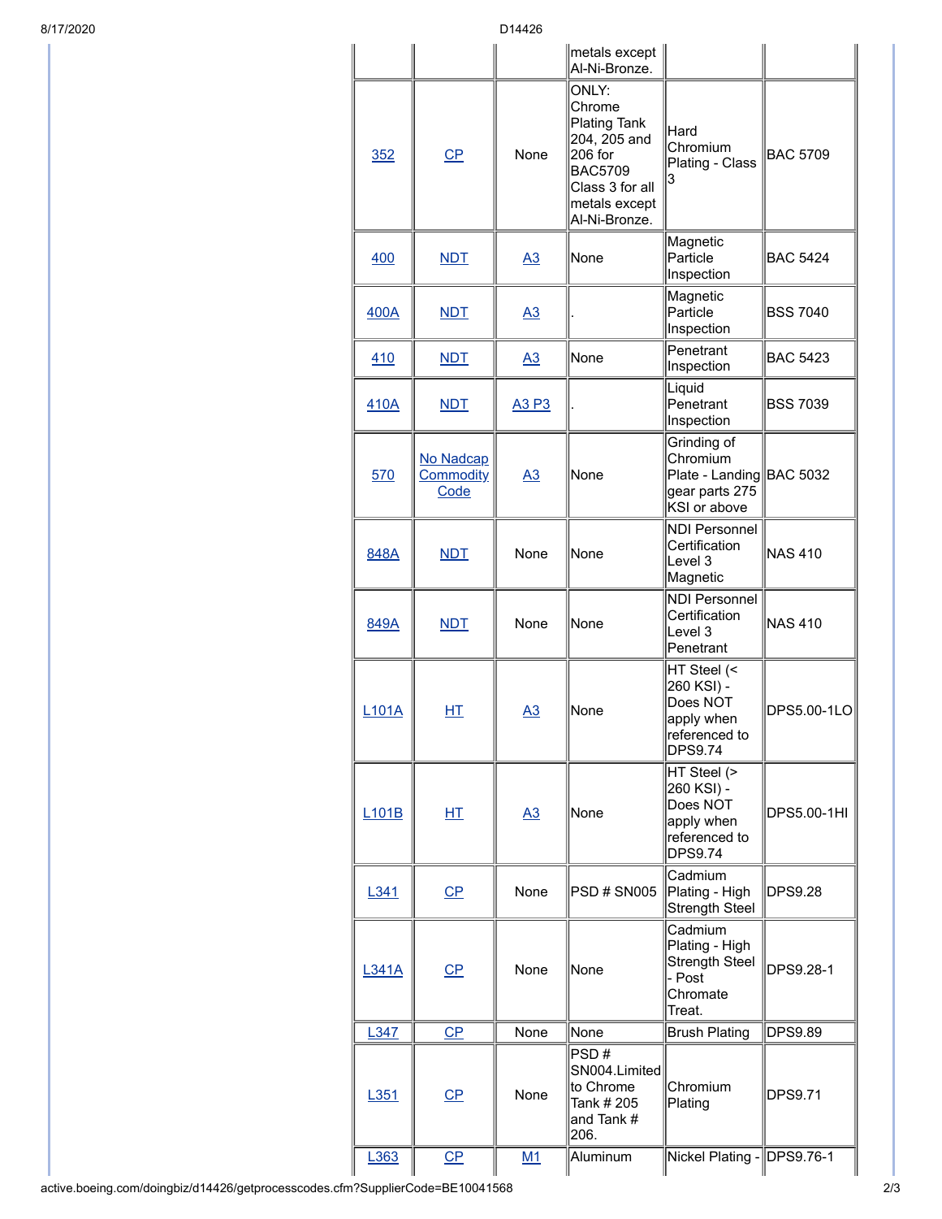| | | | metals except Al-Ni-Bronze. | | |
|---|---|---|---|---|---|
| 352 | CP | None | ONLY: Chrome Plating Tank 204, 205 and 206 for BAC5709 Class 3 for all metals except Al-Ni-Bronze. | Hard Chromium Plating - Class 3 | BAC 5709 |
| 400 | NDT | A3 | None | Magnetic Particle Inspection | BAC 5424 |
| 400A | NDT | A3 | . | Magnetic Particle Inspection | BSS 7040 |
| 410 | NDT | A3 | None | Penetrant Inspection | BAC 5423 |
| 410A | NDT | A3 P3 | . | Liquid Penetrant Inspection | BSS 7039 |
| 570 | No Nadcap Commodity Code | A3 | None | Grinding of Chromium Plate - Landing gear parts 275 KSI or above | BAC 5032 |
| 848A | NDT | None | None | NDI Personnel Certification Level 3 Magnetic | NAS 410 |
| 849A | NDT | None | None | NDI Personnel Certification Level 3 Penetrant | NAS 410 |
| L101A | HT | A3 | None | HT Steel (< 260 KSI) - Does NOT apply when referenced to DPS9.74 | DPS5.00-1LO |
| L101B | HT | A3 | None | HT Steel (> 260 KSI) - Does NOT apply when referenced to DPS9.74 | DPS5.00-1HI |
| L341 | CP | None | PSD # SN005 | Cadmium Plating - High Strength Steel | DPS9.28 |
| L341A | CP | None | None | Cadmium Plating - High Strength Steel - Post Chromate Treat. | DPS9.28-1 |
| L347 | CP | None | None | Brush Plating | DPS9.89 |
| L351 | CP | None | PSD # SN004.Limited to Chrome Tank # 205 and Tank # 206. | Chromium Plating | DPS9.71 |
| L363 | CP | M1 | Aluminum | Nickel Plating - | DPS9.76-1 |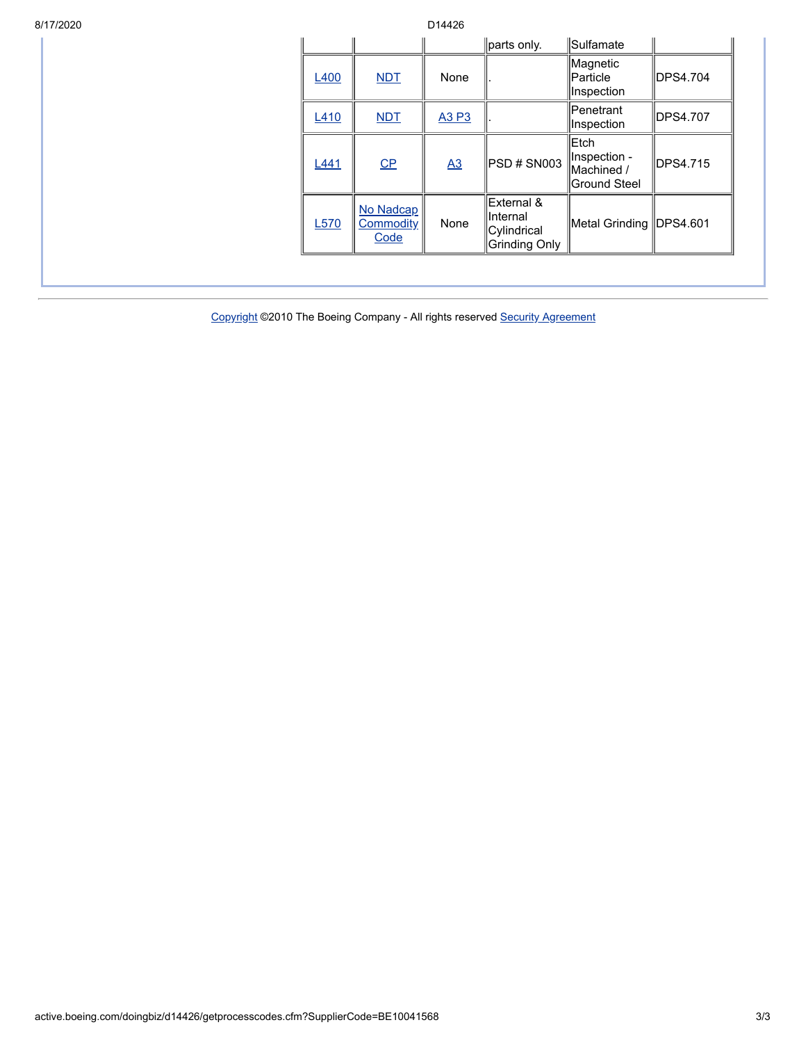| | | | | | |
|---|---|---|---|---|---|
| | | | parts only. | Sulfamate | |
| L400 | NDT | None | . | Magnetic Particle Inspection | DPS4.704 |
| L410 | NDT | A3 P3 | . | Penetrant Inspection | DPS4.707 |
| L441 | CP | A3 | PSD # SN003 | Etch Inspection - Machined / Ground Steel | DPS4.715 |
| L570 | No Nadcap Commodity Code | None | External & Internal Cylindrical Grinding Only | Metal Grinding | DPS4.601 |

Copyright ©2010 The Boeing Company - All rights reserved Security Agreement